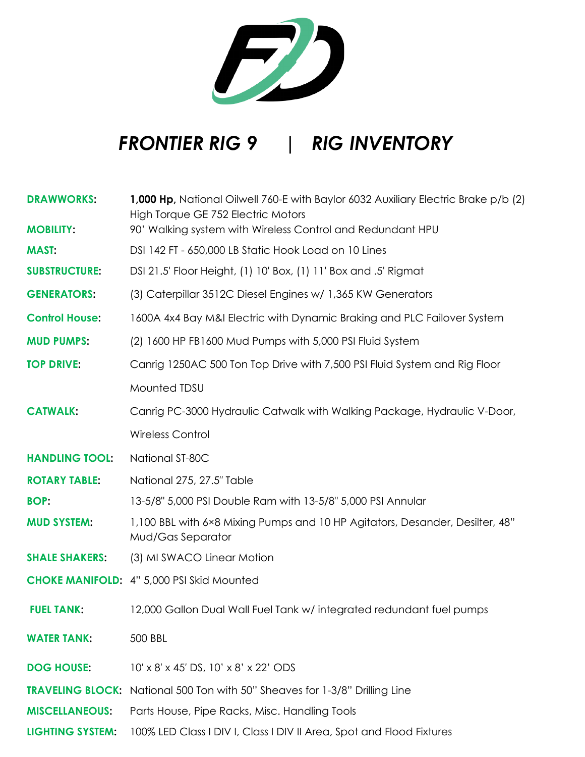# *FRONTIER RIG 9 | RIG INVENTORY*

| | |
|---|---|
| **DRAWWORKS:** | **1,000 Hp,** National Oilwell 760-E with Baylor 6032 Auxiliary Electric Brake p/b (2) High Torque GE 752 Electric Motors |
| **MOBILITY:** | 90' Walking system with Wireless Control and Redundant HPU |
| **MAST:** | DSI 142 FT - 650,000 LB Static Hook Load on 10 Lines |
| **SUBSTRUCTURE:** | DSI 21.5' Floor Height, (1) 10' Box, (1) 11' Box and .5' Rigmat |
| **GENERATORS:** | (3) Caterpillar 3512C Diesel Engines w/ 1,365 KW Generators |
| **Control House:** | 1600A 4x4 Bay M&I Electric with Dynamic Braking and PLC Failover System |
| **MUD PUMPS:** | (2) 1600 HP FB1600 Mud Pumps with 5,000 PSI Fluid System |
| **TOP DRIVE:** | Canrig 1250AC 500 Ton Top Drive with 7,500 PSI Fluid System and Rig Floor Mounted TDSU |
| **CATWALK:** | Canrig PC-3000 Hydraulic Catwalk with Walking Package, Hydraulic V-Door, Wireless Control |
| **HANDLING TOOL:** | National ST-80C |
| **ROTARY TABLE:** | National 275, 27.5" Table |
| **BOP:** | 13-5/8" 5,000 PSI Double Ram with 13-5/8" 5,000 PSI Annular |
| **MUD SYSTEM:** | 1,100 BBL with 6×8 Mixing Pumps and 10 HP Agitators, Desander, Desilter, 48" Mud/Gas Separator |
| **SHALE SHAKERS:** | (3) MI SWACO Linear Motion |
| **CHOKE MANIFOLD:** | 4" 5,000 PSI Skid Mounted |
| **FUEL TANK:** | 12,000 Gallon Dual Wall Fuel Tank w/ integrated redundant fuel pumps |
| **WATER TANK:** | 500 BBL |
| **DOG HOUSE:** | 10' x 8' x 45' DS, 10' x 8' x 22' ODS |
| **TRAVELING BLOCK:** | National 500 Ton with 50" Sheaves for 1-3/8" Drilling Line |
| **MISCELLANEOUS:** | Parts House, Pipe Racks, Misc. Handling Tools |
| **LIGHTING SYSTEM:** | 100% LED Class I DIV I, Class I DIV II Area, Spot and Flood Fixtures |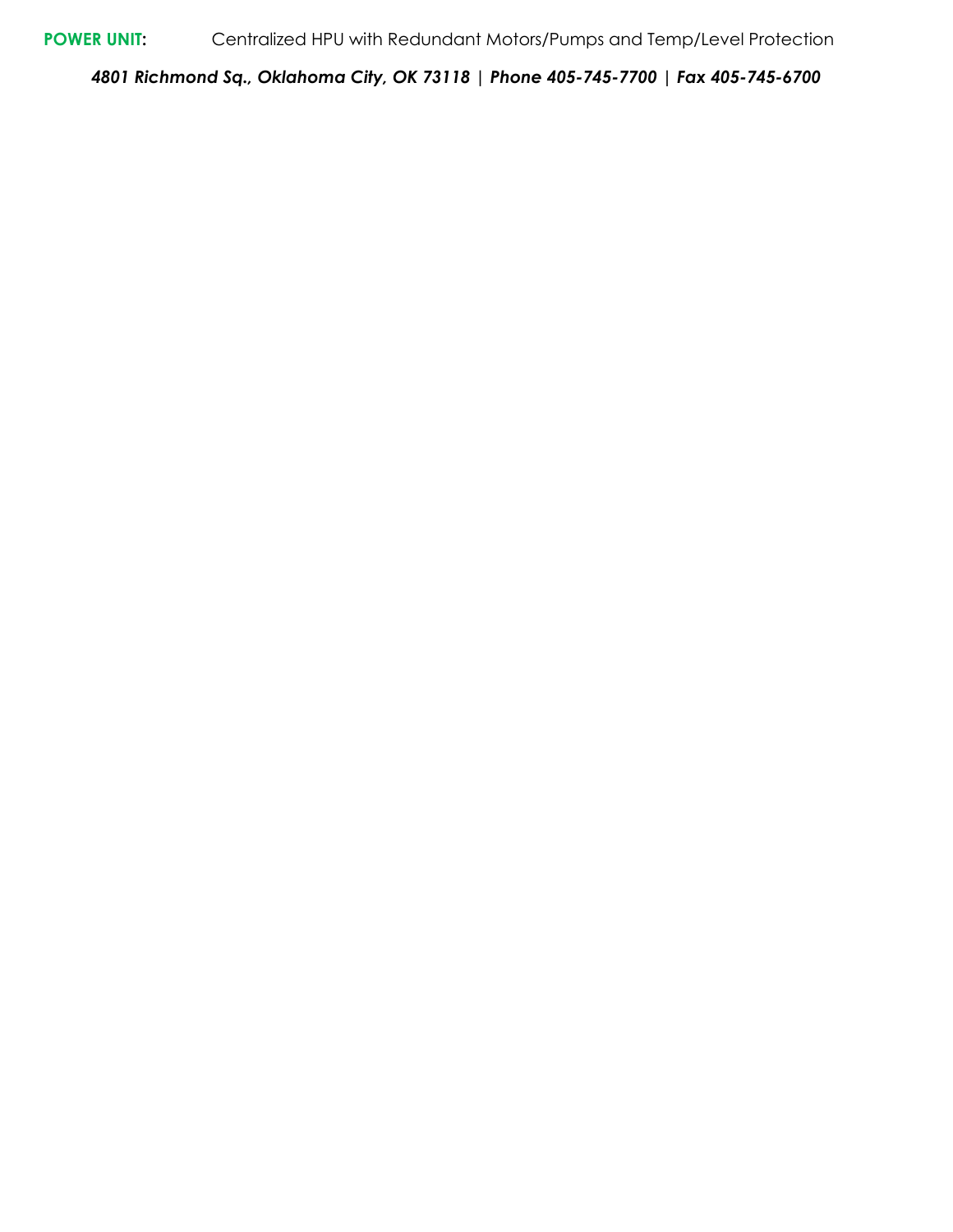**POWER UNIT:** Centralized HPU with Redundant Motors/Pumps and Temp/Level Protection

***4801 Richmond Sq., Oklahoma City, OK 73118 | Phone 405-745-7700 | Fax 405-745-6700***